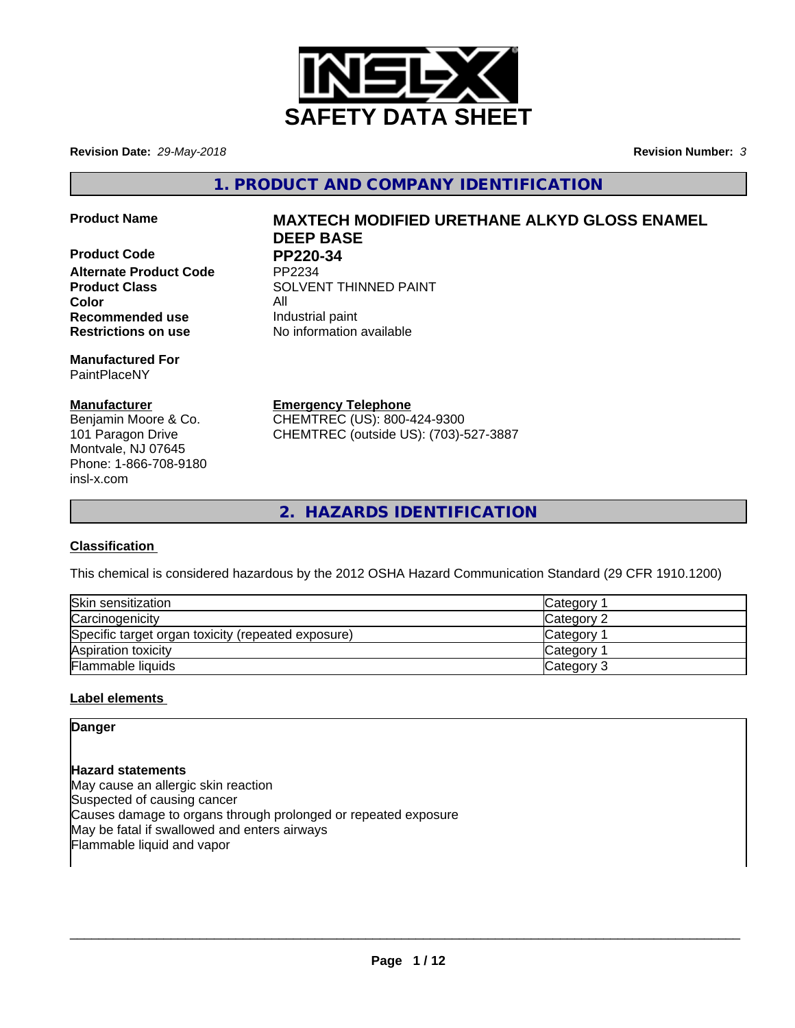# SAFETY DATA SHEET

**Revision Date:** *29-May-2018*

**Revision Number:** *3*

## 1. PRODUCT AND COMPANY IDENTIFICATION

| | |
|---|---|
| **Product Name** | **MAXTECH MODIFIED URETHANE ALKYD GLOSS ENAMEL DEEP BASE** |
| **Product Code** | **PP220-34** |
| **Alternate Product Code** | PP2234 |
| **Product Class** | SOLVENT THINNED PAINT |
| **Color** | All |
| **Recommended use** | Industrial paint |
| **Restrictions on use** | No information available |

**Manufactured For**
PaintPlaceNY

**Manufacturer**
Benjamin Moore & Co.
101 Paragon Drive
Montvale, NJ 07645
Phone: 1-866-708-9180
insl-x.com

**Emergency Telephone**
CHEMTREC (US): 800-424-9300
CHEMTREC (outside US): (703)-527-3887

## 2. HAZARDS IDENTIFICATION

**Classification**

This chemical is considered hazardous by the 2012 OSHA Hazard Communication Standard (29 CFR 1910.1200)

| | |
|---|---|
| Skin sensitization | Category 1 |
| Carcinogenicity | Category 2 |
| Specific target organ toxicity (repeated exposure) | Category 1 |
| Aspiration toxicity | Category 1 |
| Flammable liquids | Category 3 |

**Label elements**

**Danger**

**Hazard statements**
May cause an allergic skin reaction
Suspected of causing cancer
Causes damage to organs through prolonged or repeated exposure
May be fatal if swallowed and enters airways
Flammable liquid and vapor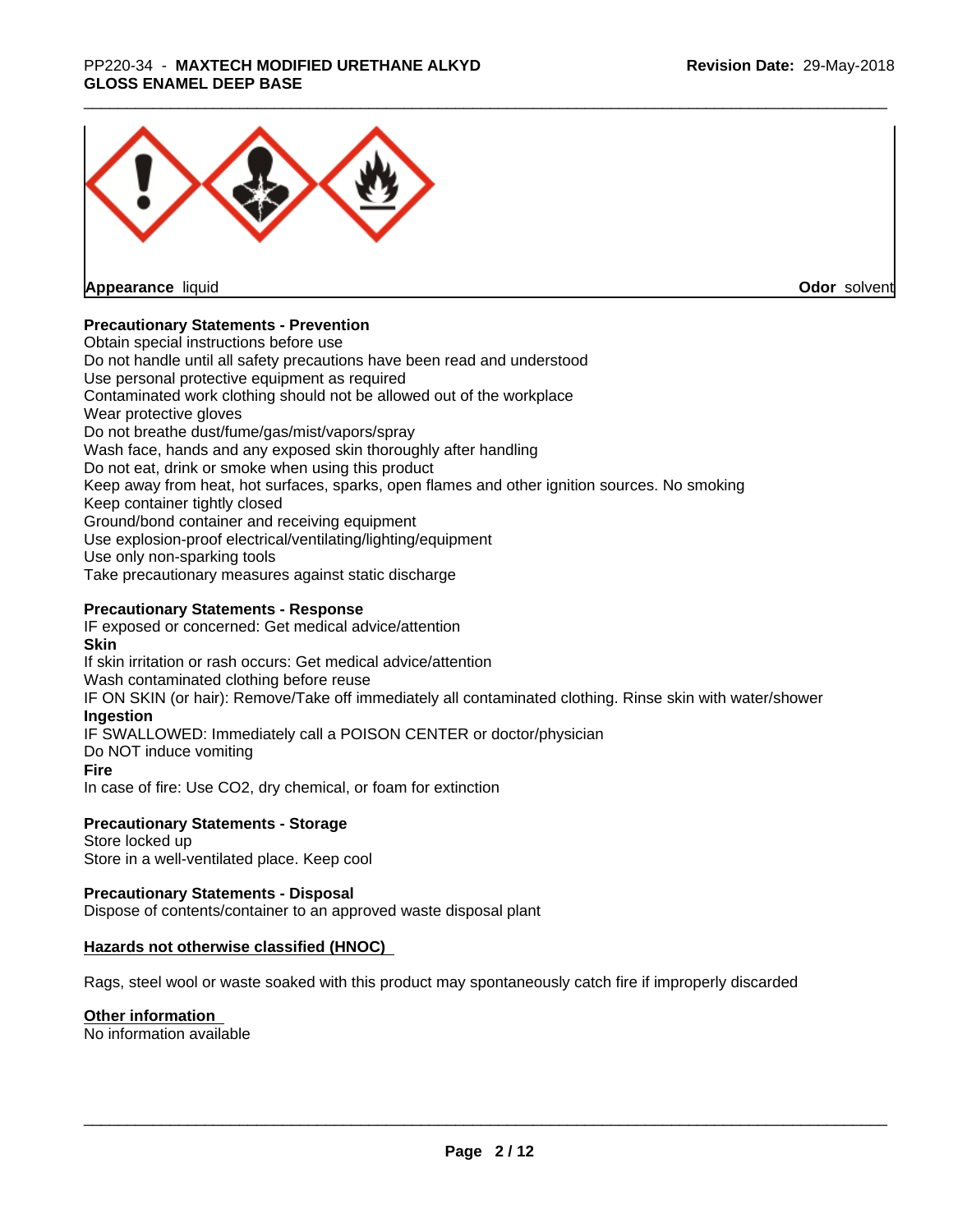**Appearance** liquid **Odor** solvent

**Precautionary Statements - Prevention**

Obtain special instructions before use
Do not handle until all safety precautions have been read and understood
Use personal protective equipment as required
Contaminated work clothing should not be allowed out of the workplace
Wear protective gloves
Do not breathe dust/fume/gas/mist/vapors/spray
Wash face, hands and any exposed skin thoroughly after handling
Do not eat, drink or smoke when using this product
Keep away from heat, hot surfaces, sparks, open flames and other ignition sources. No smoking
Keep container tightly closed
Ground/bond container and receiving equipment
Use explosion-proof electrical/ventilating/lighting/equipment
Use only non-sparking tools
Take precautionary measures against static discharge

**Precautionary Statements - Response**

IF exposed or concerned: Get medical advice/attention

**Skin**

If skin irritation or rash occurs: Get medical advice/attention
Wash contaminated clothing before reuse
IF ON SKIN (or hair): Remove/Take off immediately all contaminated clothing. Rinse skin with water/shower

**Ingestion**

IF SWALLOWED: Immediately call a POISON CENTER or doctor/physician
Do NOT induce vomiting

**Fire**

In case of fire: Use CO2, dry chemical, or foam for extinction

**Precautionary Statements - Storage**

Store locked up
Store in a well-ventilated place. Keep cool

**Precautionary Statements - Disposal**

Dispose of contents/container to an approved waste disposal plant

**Hazards not otherwise classified (HNOC)**

Rags, steel wool or waste soaked with this product may spontaneously catch fire if improperly discarded

**Other information**

No information available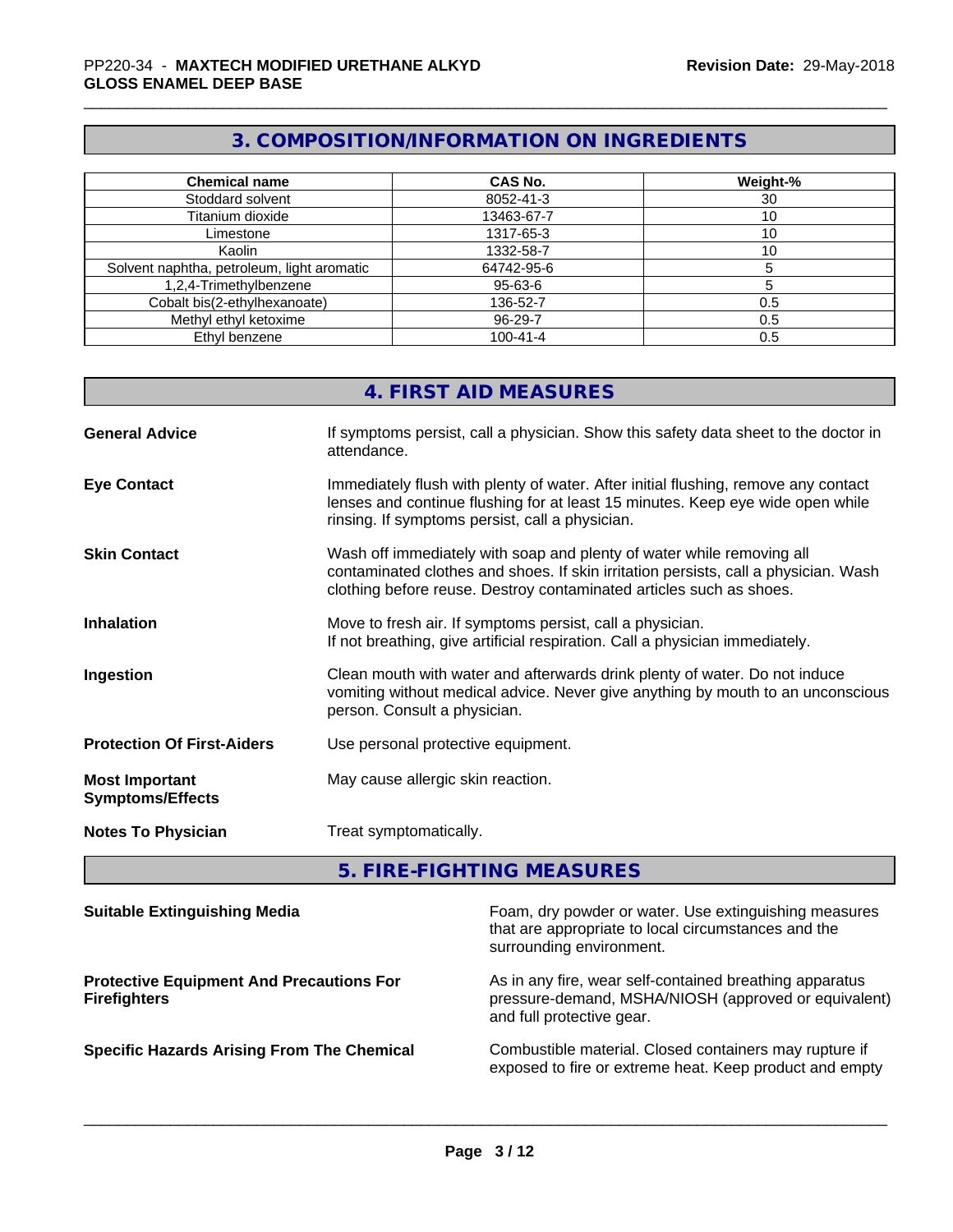## 3. COMPOSITION/INFORMATION ON INGREDIENTS

| Chemical name | CAS No. | Weight-% |
|---|---|---|
| Stoddard solvent | 8052-41-3 | 30 |
| Titanium dioxide | 13463-67-7 | 10 |
| Limestone | 1317-65-3 | 10 |
| Kaolin | 1332-58-7 | 10 |
| Solvent naphtha, petroleum, light aromatic | 64742-95-6 | 5 |
| 1,2,4-Trimethylbenzene | 95-63-6 | 5 |
| Cobalt bis(2-ethylhexanoate) | 136-52-7 | 0.5 |
| Methyl ethyl ketoxime | 96-29-7 | 0.5 |
| Ethyl benzene | 100-41-4 | 0.5 |

## 4. FIRST AID MEASURES

**General Advice**
If symptoms persist, call a physician. Show this safety data sheet to the doctor in attendance.

**Eye Contact**
Immediately flush with plenty of water. After initial flushing, remove any contact lenses and continue flushing for at least 15 minutes. Keep eye wide open while rinsing. If symptoms persist, call a physician.

**Skin Contact**
Wash off immediately with soap and plenty of water while removing all contaminated clothes and shoes. If skin irritation persists, call a physician. Wash clothing before reuse. Destroy contaminated articles such as shoes.

**Inhalation**
Move to fresh air. If symptoms persist, call a physician.
If not breathing, give artificial respiration. Call a physician immediately.

**Ingestion**
Clean mouth with water and afterwards drink plenty of water. Do not induce vomiting without medical advice. Never give anything by mouth to an unconscious person. Consult a physician.

**Protection Of First-Aiders**
Use personal protective equipment.

**Most Important Symptoms/Effects**
May cause allergic skin reaction.

**Notes To Physician**
Treat symptomatically.

## 5. FIRE-FIGHTING MEASURES

**Suitable Extinguishing Media**
Foam, dry powder or water. Use extinguishing measures that are appropriate to local circumstances and the surrounding environment.

**Protective Equipment And Precautions For Firefighters**
As in any fire, wear self-contained breathing apparatus pressure-demand, MSHA/NIOSH (approved or equivalent) and full protective gear.

**Specific Hazards Arising From The Chemical**
Combustible material. Closed containers may rupture if exposed to fire or extreme heat. Keep product and empty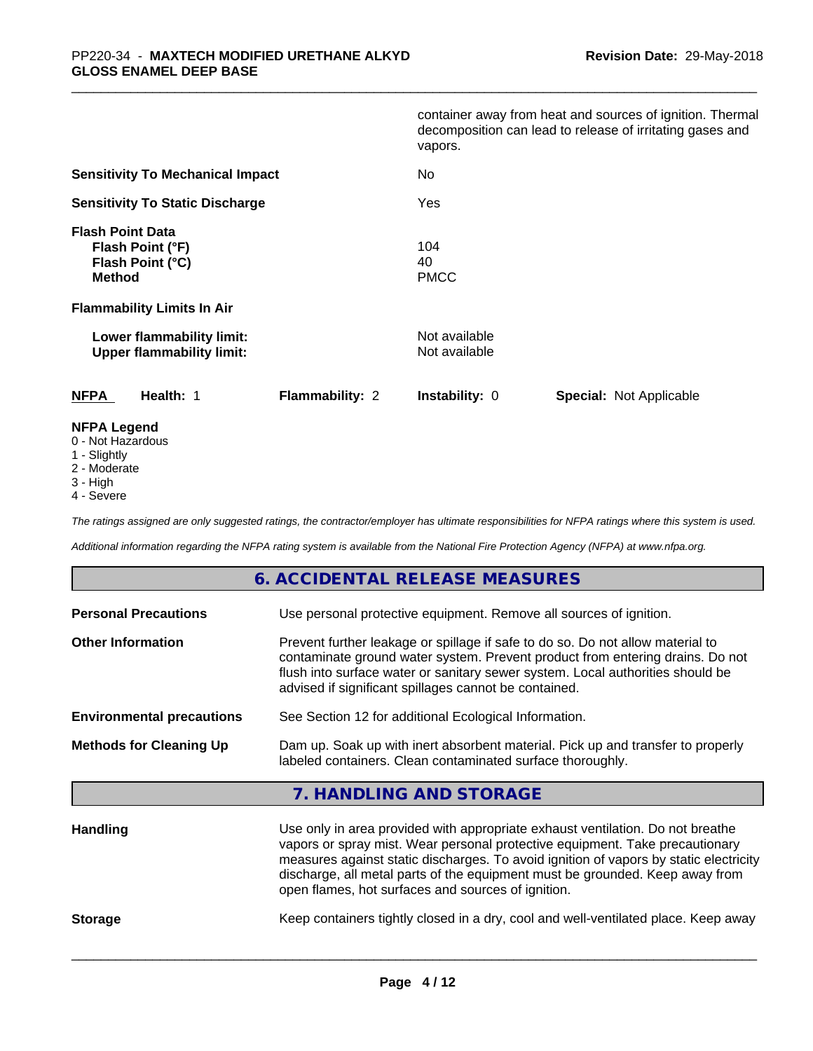container away from heat and sources of ignition. Thermal decomposition can lead to release of irritating gases and vapors.

**Sensitivity To Mechanical Impact** No

**Sensitivity To Static Discharge** Yes

**Flash Point Data**
**Flash Point (°F)** 104
**Flash Point (°C)** 40
**Method** PMCC

**Flammability Limits In Air**

**Lower flammability limit:** Not available
**Upper flammability limit:** Not available

| NFPA | Health: 1 | Flammability: 2 | Instability: 0 | Special: Not Applicable |
|---|---|---|---|---|

**NFPA Legend**
0 - Not Hazardous
1 - Slightly
2 - Moderate
3 - High
4 - Severe

*The ratings assigned are only suggested ratings, the contractor/employer has ultimate responsibilities for NFPA ratings where this system is used.*

*Additional information regarding the NFPA rating system is available from the National Fire Protection Agency (NFPA) at www.nfpa.org.*

## 6. ACCIDENTAL RELEASE MEASURES

**Personal Precautions** Use personal protective equipment. Remove all sources of ignition.

**Other Information** Prevent further leakage or spillage if safe to do so. Do not allow material to contaminate ground water system. Prevent product from entering drains. Do not flush into surface water or sanitary sewer system. Local authorities should be advised if significant spillages cannot be contained.

**Environmental precautions** See Section 12 for additional Ecological Information.

**Methods for Cleaning Up** Dam up. Soak up with inert absorbent material. Pick up and transfer to properly labeled containers. Clean contaminated surface thoroughly.

## 7. HANDLING AND STORAGE

**Handling** Use only in area provided with appropriate exhaust ventilation. Do not breathe vapors or spray mist. Wear personal protective equipment. Take precautionary measures against static discharges. To avoid ignition of vapors by static electricity discharge, all metal parts of the equipment must be grounded. Keep away from open flames, hot surfaces and sources of ignition.

**Storage** Keep containers tightly closed in a dry, cool and well-ventilated place. Keep away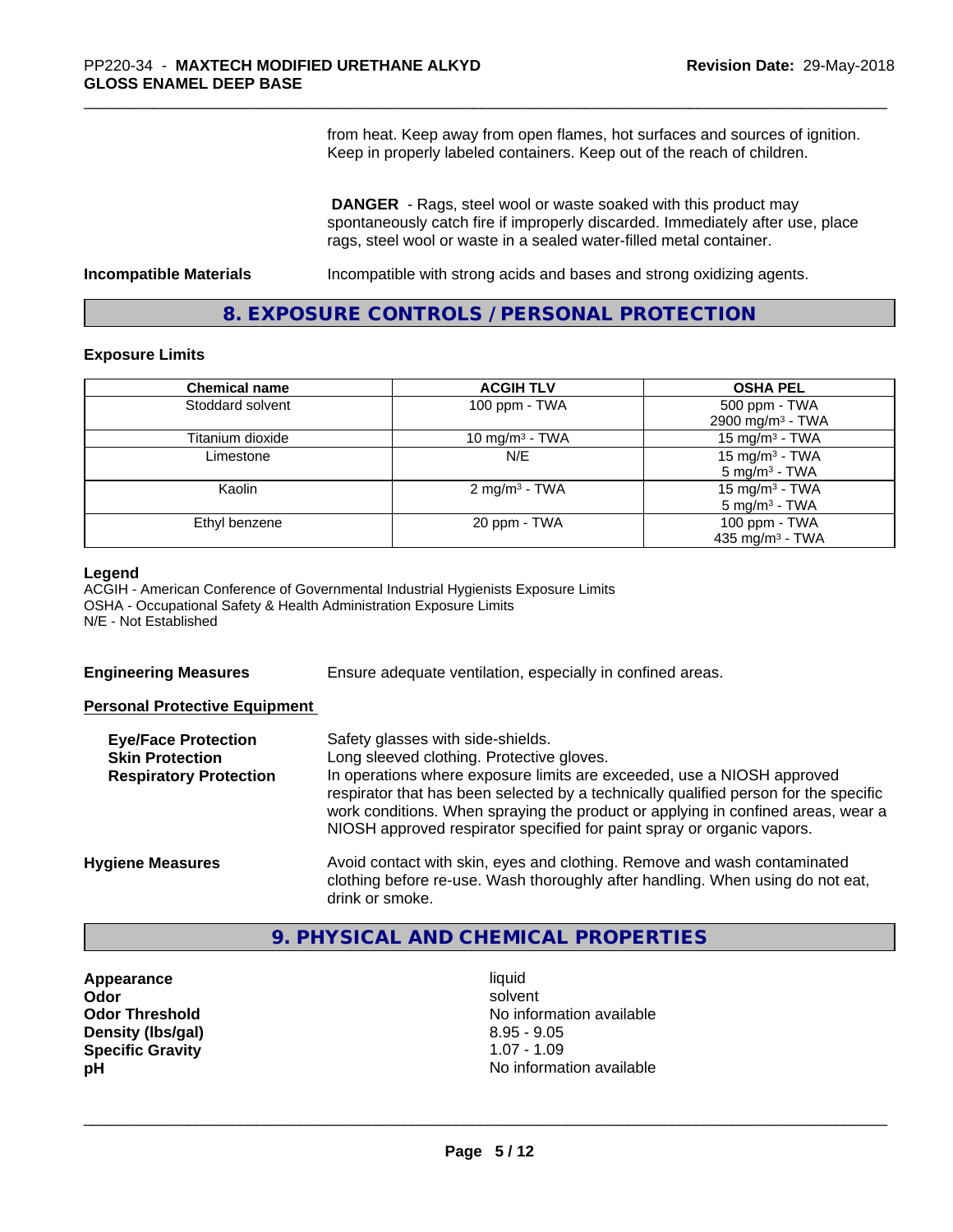from heat. Keep away from open flames, hot surfaces and sources of ignition. Keep in properly labeled containers. Keep out of the reach of children.

**DANGER** - Rags, steel wool or waste soaked with this product may spontaneously catch fire if improperly discarded. Immediately after use, place rags, steel wool or waste in a sealed water-filled metal container.

**Incompatible Materials** Incompatible with strong acids and bases and strong oxidizing agents.

## 8. EXPOSURE CONTROLS / PERSONAL PROTECTION

### Exposure Limits

| Chemical name | ACGIH TLV | OSHA PEL |
|---|---|---|
| Stoddard solvent | 100 ppm - TWA | 500 ppm - TWA<br>2900 mg/m³ - TWA |
| Titanium dioxide | 10 mg/m³ - TWA | 15 mg/m³ - TWA |
| Limestone | N/E | 15 mg/m³ - TWA<br>5 mg/m³ - TWA |
| Kaolin | 2 mg/m³ - TWA | 15 mg/m³ - TWA<br>5 mg/m³ - TWA |
| Ethyl benzene | 20 ppm - TWA | 100 ppm - TWA<br>435 mg/m³ - TWA |

**Legend**
ACGIH - American Conference of Governmental Industrial Hygienists Exposure Limits
OSHA - Occupational Safety & Health Administration Exposure Limits
N/E - Not Established

**Engineering Measures** Ensure adequate ventilation, especially in confined areas.

**Personal Protective Equipment**

**Eye/Face Protection** Safety glasses with side-shields.

**Skin Protection** Long sleeved clothing. Protective gloves.

**Respiratory Protection** In operations where exposure limits are exceeded, use a NIOSH approved respirator that has been selected by a technically qualified person for the specific work conditions. When spraying the product or applying in confined areas, wear a NIOSH approved respirator specified for paint spray or organic vapors.

**Hygiene Measures** Avoid contact with skin, eyes and clothing. Remove and wash contaminated clothing before re-use. Wash thoroughly after handling. When using do not eat, drink or smoke.

## 9. PHYSICAL AND CHEMICAL PROPERTIES

| | |
|---|---|
| **Appearance** | liquid |
| **Odor** | solvent |
| **Odor Threshold** | No information available |
| **Density (lbs/gal)** | 8.95 - 9.05 |
| **Specific Gravity** | 1.07 - 1.09 |
| **pH** | No information available |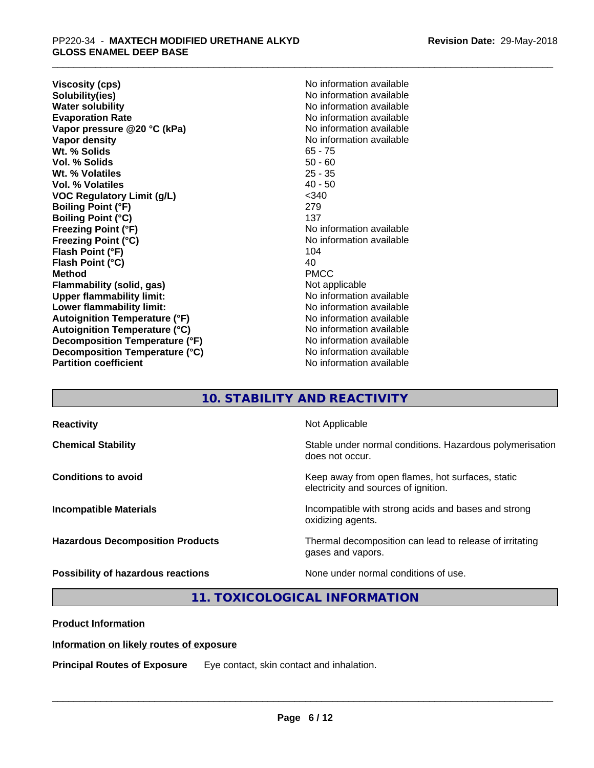| | |
|---|---|
| **Viscosity (cps)** | No information available |
| **Solubility(ies)** | No information available |
| **Water solubility** | No information available |
| **Evaporation Rate** | No information available |
| **Vapor pressure @20 °C (kPa)** | No information available |
| **Vapor density** | No information available |
| **Wt. % Solids** | 65 - 75 |
| **Vol. % Solids** | 50 - 60 |
| **Wt. % Volatiles** | 25 - 35 |
| **Vol. % Volatiles** | 40 - 50 |
| **VOC Regulatory Limit (g/L)** | <340 |
| **Boiling Point (°F)** | 279 |
| **Boiling Point (°C)** | 137 |
| **Freezing Point (°F)** | No information available |
| **Freezing Point (°C)** | No information available |
| **Flash Point (°F)** | 104 |
| **Flash Point (°C)** | 40 |
| **Method** | PMCC |
| **Flammability (solid, gas)** | Not applicable |
| **Upper flammability limit:** | No information available |
| **Lower flammability limit:** | No information available |
| **Autoignition Temperature (°F)** | No information available |
| **Autoignition Temperature (°C)** | No information available |
| **Decomposition Temperature (°F)** | No information available |
| **Decomposition Temperature (°C)** | No information available |
| **Partition coefficient** | No information available |

## 10. STABILITY AND REACTIVITY

| | |
|---|---|
| **Reactivity** | Not Applicable |
| **Chemical Stability** | Stable under normal conditions. Hazardous polymerisation does not occur. |
| **Conditions to avoid** | Keep away from open flames, hot surfaces, static electricity and sources of ignition. |
| **Incompatible Materials** | Incompatible with strong acids and bases and strong oxidizing agents. |
| **Hazardous Decomposition Products** | Thermal decomposition can lead to release of irritating gases and vapors. |
| **Possibility of hazardous reactions** | None under normal conditions of use. |

## 11. TOXICOLOGICAL INFORMATION

**Product Information**

**Information on likely routes of exposure**

**Principal Routes of Exposure** Eye contact, skin contact and inhalation.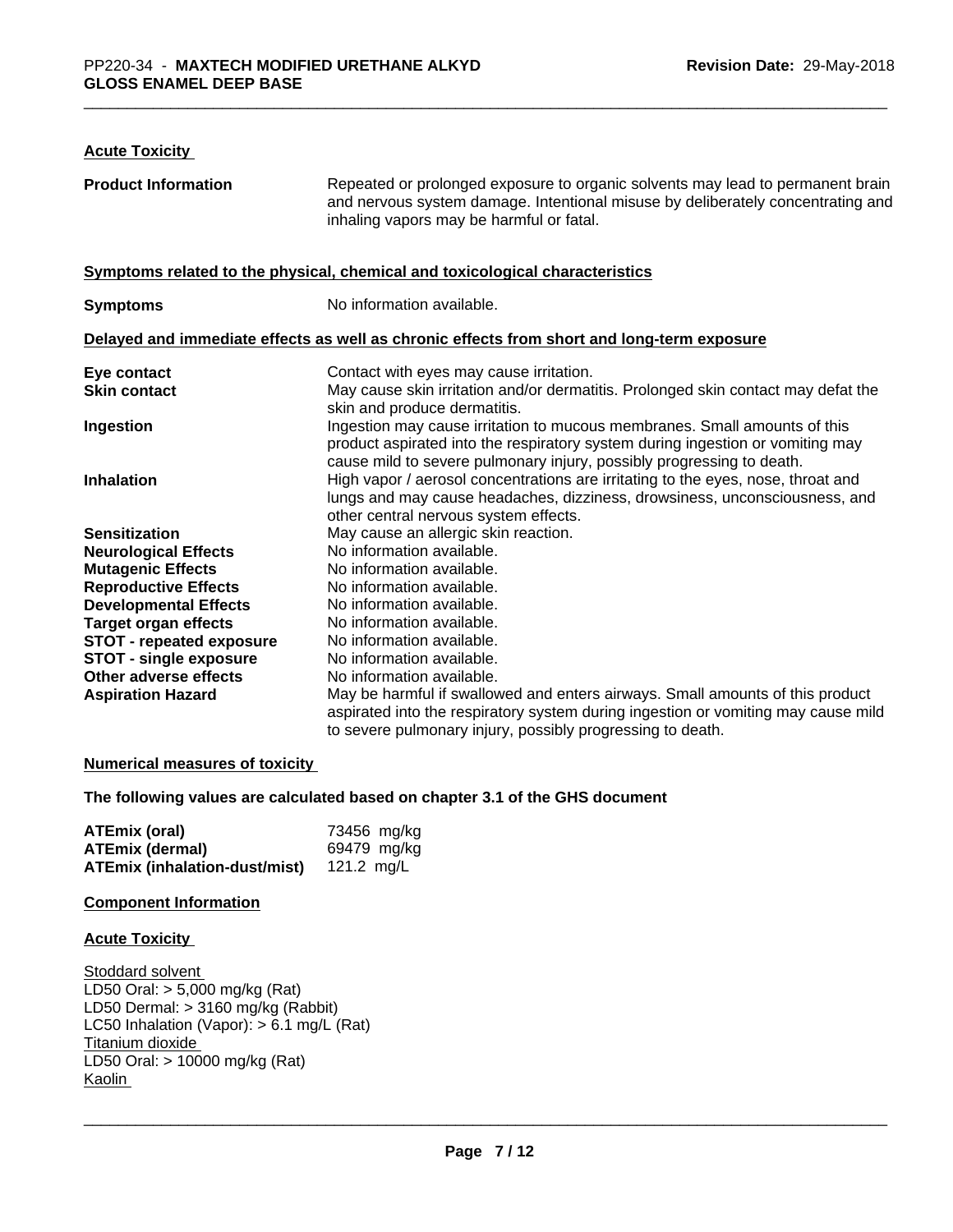## Acute Toxicity

| | |
|---|---|
| **Product Information** | Repeated or prolonged exposure to organic solvents may lead to permanent brain and nervous system damage. Intentional misuse by deliberately concentrating and inhaling vapors may be harmful or fatal. |

**Symptoms related to the physical, chemical and toxicological characteristics**

| | |
|---|---|
| **Symptoms** | No information available. |

**Delayed and immediate effects as well as chronic effects from short and long-term exposure**

| | |
|---|---|
| **Eye contact** | Contact with eyes may cause irritation. |
| **Skin contact** | May cause skin irritation and/or dermatitis. Prolonged skin contact may defat the skin and produce dermatitis. |
| **Ingestion** | Ingestion may cause irritation to mucous membranes. Small amounts of this product aspirated into the respiratory system during ingestion or vomiting may cause mild to severe pulmonary injury, possibly progressing to death. |
| **Inhalation** | High vapor / aerosol concentrations are irritating to the eyes, nose, throat and lungs and may cause headaches, dizziness, drowsiness, unconsciousness, and other central nervous system effects. |
| **Sensitization** | May cause an allergic skin reaction. |
| **Neurological Effects** | No information available. |
| **Mutagenic Effects** | No information available. |
| **Reproductive Effects** | No information available. |
| **Developmental Effects** | No information available. |
| **Target organ effects** | No information available. |
| **STOT - repeated exposure** | No information available. |
| **STOT - single exposure** | No information available. |
| **Other adverse effects** | No information available. |
| **Aspiration Hazard** | May be harmful if swallowed and enters airways. Small amounts of this product aspirated into the respiratory system during ingestion or vomiting may cause mild to severe pulmonary injury, possibly progressing to death. |

**Numerical measures of toxicity**

**The following values are calculated based on chapter 3.1 of the GHS document**

| | |
|---|---|
| **ATEmix (oral)** | 73456 mg/kg |
| **ATEmix (dermal)** | 69479 mg/kg |
| **ATEmix (inhalation-dust/mist)** | 121.2 mg/L |

**Component Information**

**Acute Toxicity**

Stoddard solvent
LD50 Oral: > 5,000 mg/kg (Rat)
LD50 Dermal: > 3160 mg/kg (Rabbit)
LC50 Inhalation (Vapor): > 6.1 mg/L (Rat)
Titanium dioxide
LD50 Oral: > 10000 mg/kg (Rat)
Kaolin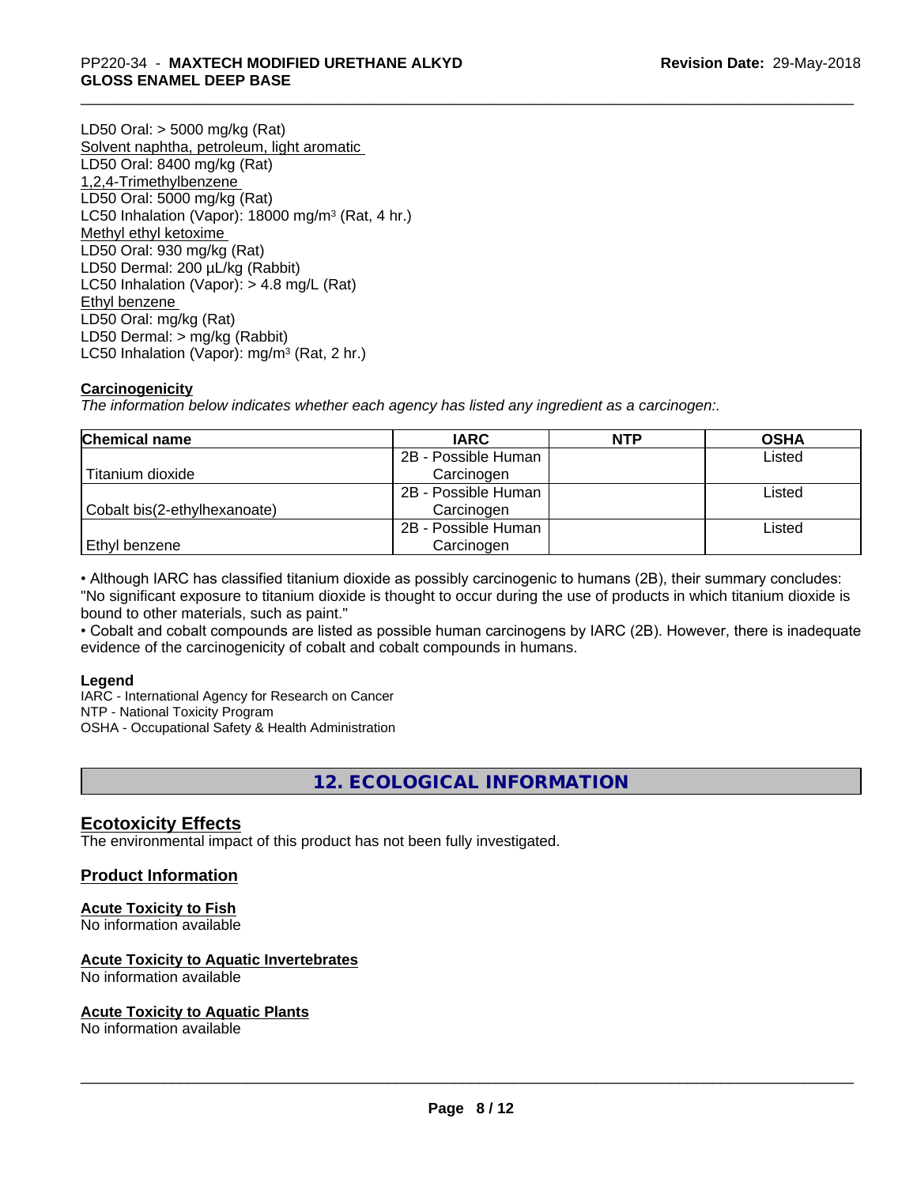LD50 Oral: > 5000 mg/kg (Rat)
Solvent naphtha, petroleum, light aromatic
LD50 Oral: 8400 mg/kg (Rat)
1,2,4-Trimethylbenzene
LD50 Oral: 5000 mg/kg (Rat)
LC50 Inhalation (Vapor): 18000 mg/m³ (Rat, 4 hr.)
Methyl ethyl ketoxime
LD50 Oral: 930 mg/kg (Rat)
LD50 Dermal: 200 µL/kg (Rabbit)
LC50 Inhalation (Vapor): > 4.8 mg/L (Rat)
Ethyl benzene
LD50 Oral: mg/kg (Rat)
LD50 Dermal: > mg/kg (Rabbit)
LC50 Inhalation (Vapor): mg/m³ (Rat, 2 hr.)

**Carcinogenicity**

*The information below indicates whether each agency has listed any ingredient as a carcinogen:.*

| Chemical name | IARC | NTP | OSHA |
|---|---|---|---|
| Titanium dioxide | 2B - Possible Human Carcinogen | | Listed |
| Cobalt bis(2-ethylhexanoate) | 2B - Possible Human Carcinogen | | Listed |
| Ethyl benzene | 2B - Possible Human Carcinogen | | Listed |

• Although IARC has classified titanium dioxide as possibly carcinogenic to humans (2B), their summary concludes: "No significant exposure to titanium dioxide is thought to occur during the use of products in which titanium dioxide is bound to other materials, such as paint."

• Cobalt and cobalt compounds are listed as possible human carcinogens by IARC (2B). However, there is inadequate evidence of the carcinogenicity of cobalt and cobalt compounds in humans.

**Legend**

IARC - International Agency for Research on Cancer
NTP - National Toxicity Program
OSHA - Occupational Safety & Health Administration

## 12. ECOLOGICAL INFORMATION

### Ecotoxicity Effects

The environmental impact of this product has not been fully investigated.

### Product Information

**Acute Toxicity to Fish**

No information available

**Acute Toxicity to Aquatic Invertebrates**

No information available

**Acute Toxicity to Aquatic Plants**

No information available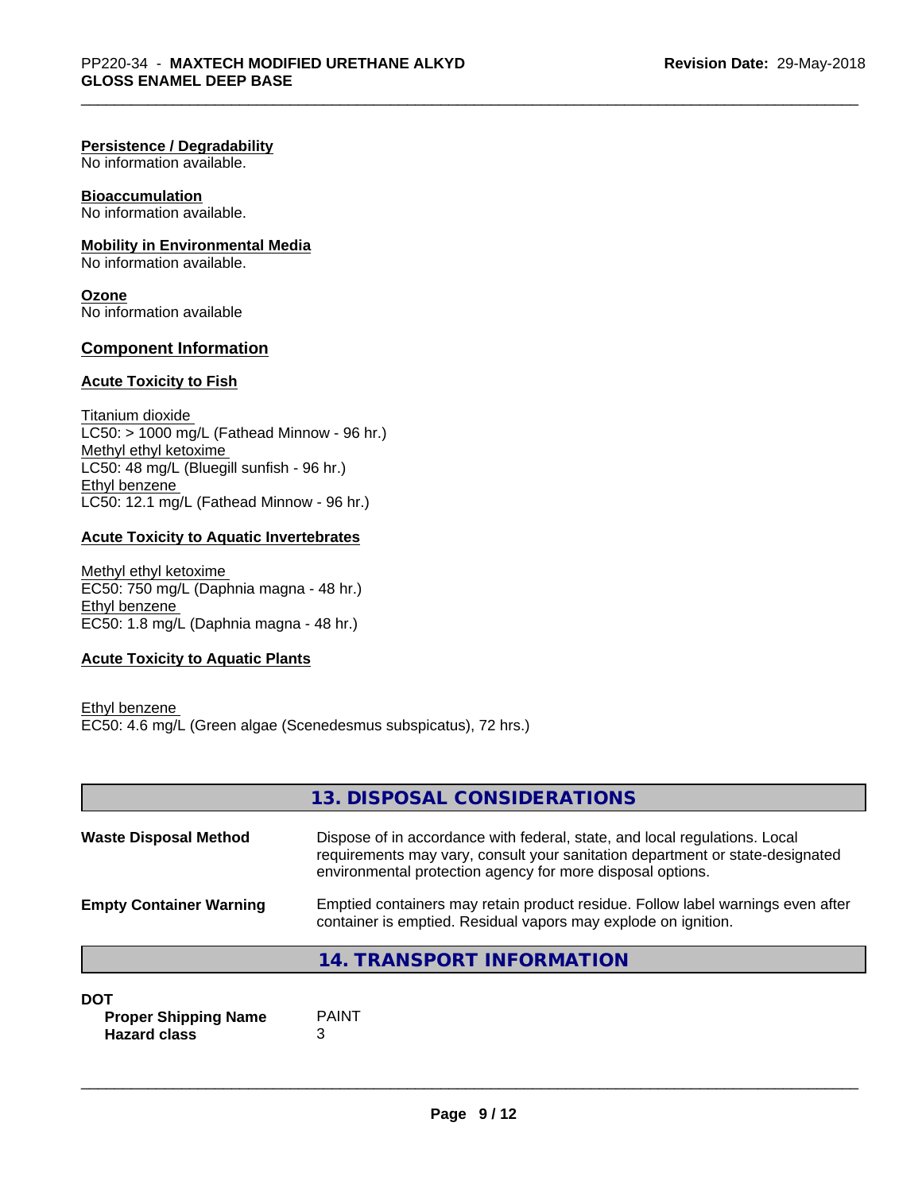**Persistence / Degradability**
No information available.

**Bioaccumulation**
No information available.

**Mobility in Environmental Media**
No information available.

**Ozone**
No information available

## Component Information

**Acute Toxicity to Fish**

Titanium dioxide
LC50: > 1000 mg/L (Fathead Minnow - 96 hr.)
Methyl ethyl ketoxime
LC50: 48 mg/L (Bluegill sunfish - 96 hr.)
Ethyl benzene
LC50: 12.1 mg/L (Fathead Minnow - 96 hr.)

**Acute Toxicity to Aquatic Invertebrates**

Methyl ethyl ketoxime
EC50: 750 mg/L (Daphnia magna - 48 hr.)
Ethyl benzene
EC50: 1.8 mg/L (Daphnia magna - 48 hr.)

**Acute Toxicity to Aquatic Plants**

Ethyl benzene
EC50: 4.6 mg/L (Green algae (Scenedesmus subspicatus), 72 hrs.)

## 13. DISPOSAL CONSIDERATIONS

| | |
|---|---|
| **Waste Disposal Method** | Dispose of in accordance with federal, state, and local regulations. Local requirements may vary, consult your sanitation department or state-designated environmental protection agency for more disposal options. |
| **Empty Container Warning** | Emptied containers may retain product residue. Follow label warnings even after container is emptied. Residual vapors may explode on ignition. |

## 14. TRANSPORT INFORMATION

**DOT**

| | |
|---|---|
| **Proper Shipping Name** | PAINT |
| **Hazard class** | 3 |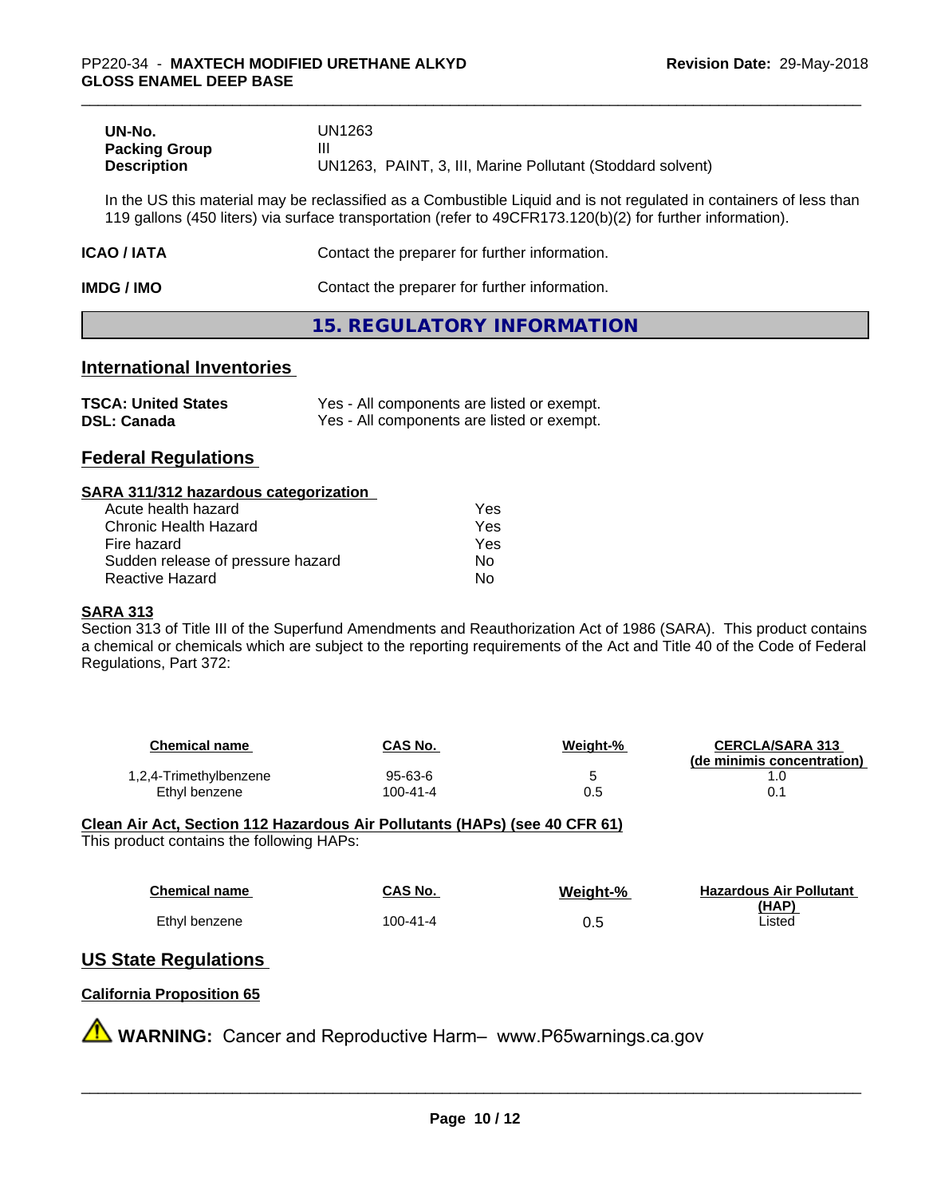| | |
|---|---|
| **UN-No.** | UN1263 |
| **Packing Group** | III |
| **Description** | UN1263, PAINT, 3, III, Marine Pollutant (Stoddard solvent) |

In the US this material may be reclassified as a Combustible Liquid and is not regulated in containers of less than 119 gallons (450 liters) via surface transportation (refer to 49CFR173.120(b)(2) for further information).

**ICAO / IATA** Contact the preparer for further information.

**IMDG / IMO** Contact the preparer for further information.

## 15. REGULATORY INFORMATION

### International Inventories

| | |
|---|---|
| **TSCA: United States** | Yes - All components are listed or exempt. |
| **DSL: Canada** | Yes - All components are listed or exempt. |

### Federal Regulations

**SARA 311/312 hazardous categorization**

| | |
|---|---|
| Acute health hazard | Yes |
| Chronic Health Hazard | Yes |
| Fire hazard | Yes |
| Sudden release of pressure hazard | No |
| Reactive Hazard | No |

**SARA 313**

Section 313 of Title III of the Superfund Amendments and Reauthorization Act of 1986 (SARA). This product contains a chemical or chemicals which are subject to the reporting requirements of the Act and Title 40 of the Code of Federal Regulations, Part 372:

| Chemical name | CAS No. | Weight-% | CERCLA/SARA 313 (de minimis concentration) |
|---|---|---|---|
| 1,2,4-Trimethylbenzene | 95-63-6 | 5 | 1.0 |
| Ethyl benzene | 100-41-4 | 0.5 | 0.1 |

**Clean Air Act, Section 112 Hazardous Air Pollutants (HAPs) (see 40 CFR 61)**

This product contains the following HAPs:

| Chemical name | CAS No. | Weight-% | Hazardous Air Pollutant (HAP) |
|---|---|---|---|
| Ethyl benzene | 100-41-4 | 0.5 | Listed |

### US State Regulations

**California Proposition 65**

⚠ **WARNING:** Cancer and Reproductive Harm– www.P65warnings.ca.gov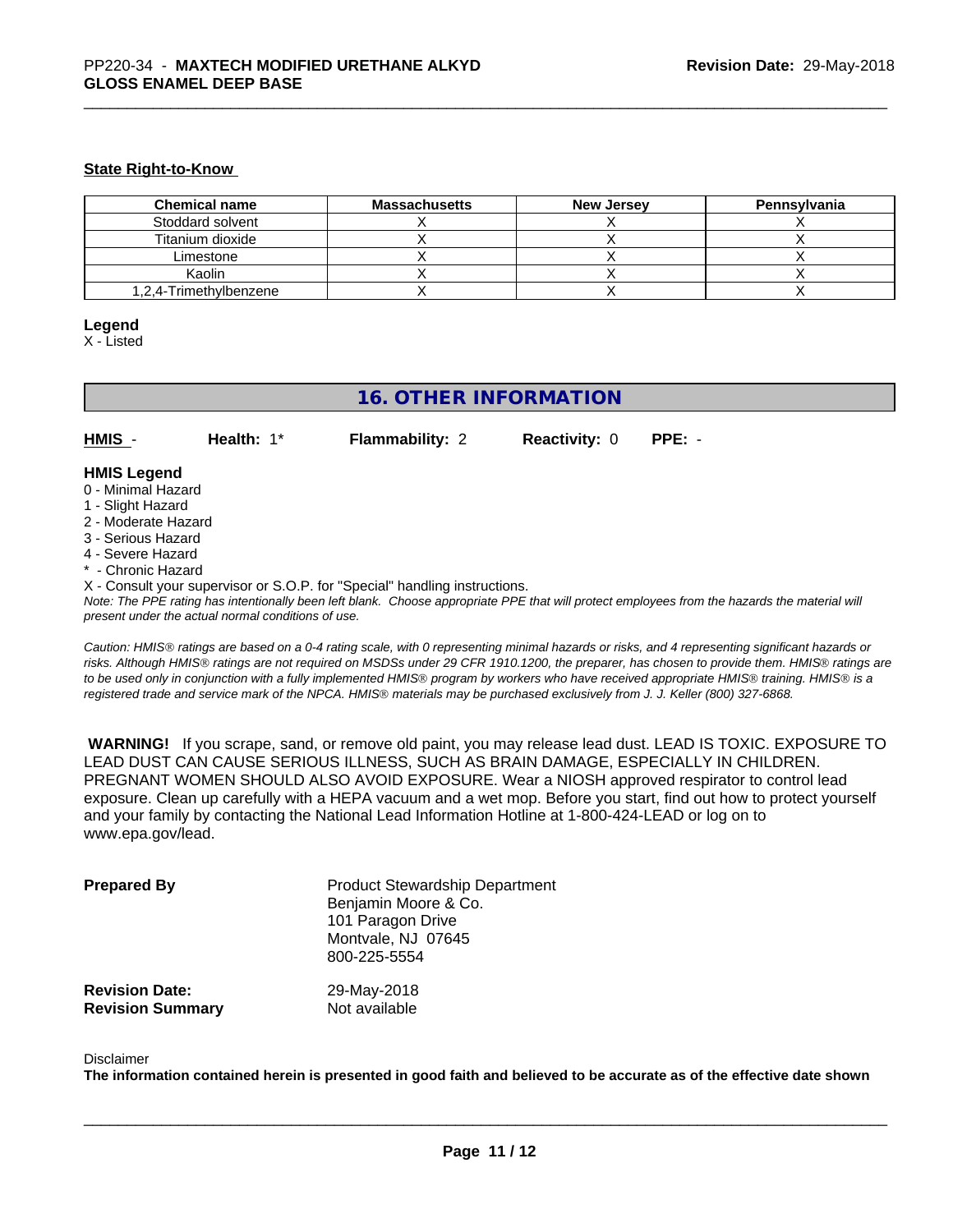**State Right-to-Know**

| Chemical name | Massachusetts | New Jersey | Pennsylvania |
| --- | --- | --- | --- |
| Stoddard solvent | X | X | X |
| Titanium dioxide | X | X | X |
| Limestone | X | X | X |
| Kaolin | X | X | X |
| 1,2,4-Trimethylbenzene | X | X | X |

**Legend**

X - Listed

## 16. OTHER INFORMATION

**HMIS** - **Health:** 1* **Flammability:** 2 **Reactivity:** 0 **PPE:** -

**HMIS Legend**

0 - Minimal Hazard
1 - Slight Hazard
2 - Moderate Hazard
3 - Serious Hazard
4 - Severe Hazard
* - Chronic Hazard
X - Consult your supervisor or S.O.P. for "Special" handling instructions.

*Note: The PPE rating has intentionally been left blank. Choose appropriate PPE that will protect employees from the hazards the material will present under the actual normal conditions of use.*

*Caution: HMIS® ratings are based on a 0-4 rating scale, with 0 representing minimal hazards or risks, and 4 representing significant hazards or risks. Although HMIS® ratings are not required on MSDSs under 29 CFR 1910.1200, the preparer, has chosen to provide them. HMIS® ratings are to be used only in conjunction with a fully implemented HMIS® program by workers who have received appropriate HMIS® training. HMIS® is a registered trade and service mark of the NPCA. HMIS® materials may be purchased exclusively from J. J. Keller (800) 327-6868.*

**WARNING!** If you scrape, sand, or remove old paint, you may release lead dust. LEAD IS TOXIC. EXPOSURE TO LEAD DUST CAN CAUSE SERIOUS ILLNESS, SUCH AS BRAIN DAMAGE, ESPECIALLY IN CHILDREN. PREGNANT WOMEN SHOULD ALSO AVOID EXPOSURE. Wear a NIOSH approved respirator to control lead exposure. Clean up carefully with a HEPA vacuum and a wet mop. Before you start, find out how to protect yourself and your family by contacting the National Lead Information Hotline at 1-800-424-LEAD or log on to www.epa.gov/lead.

**Prepared By**
Product Stewardship Department
Benjamin Moore & Co.
101 Paragon Drive
Montvale, NJ 07645
800-225-5554

**Revision Date:** 29-May-2018
**Revision Summary** Not available

Disclaimer

**The information contained herein is presented in good faith and believed to be accurate as of the effective date shown**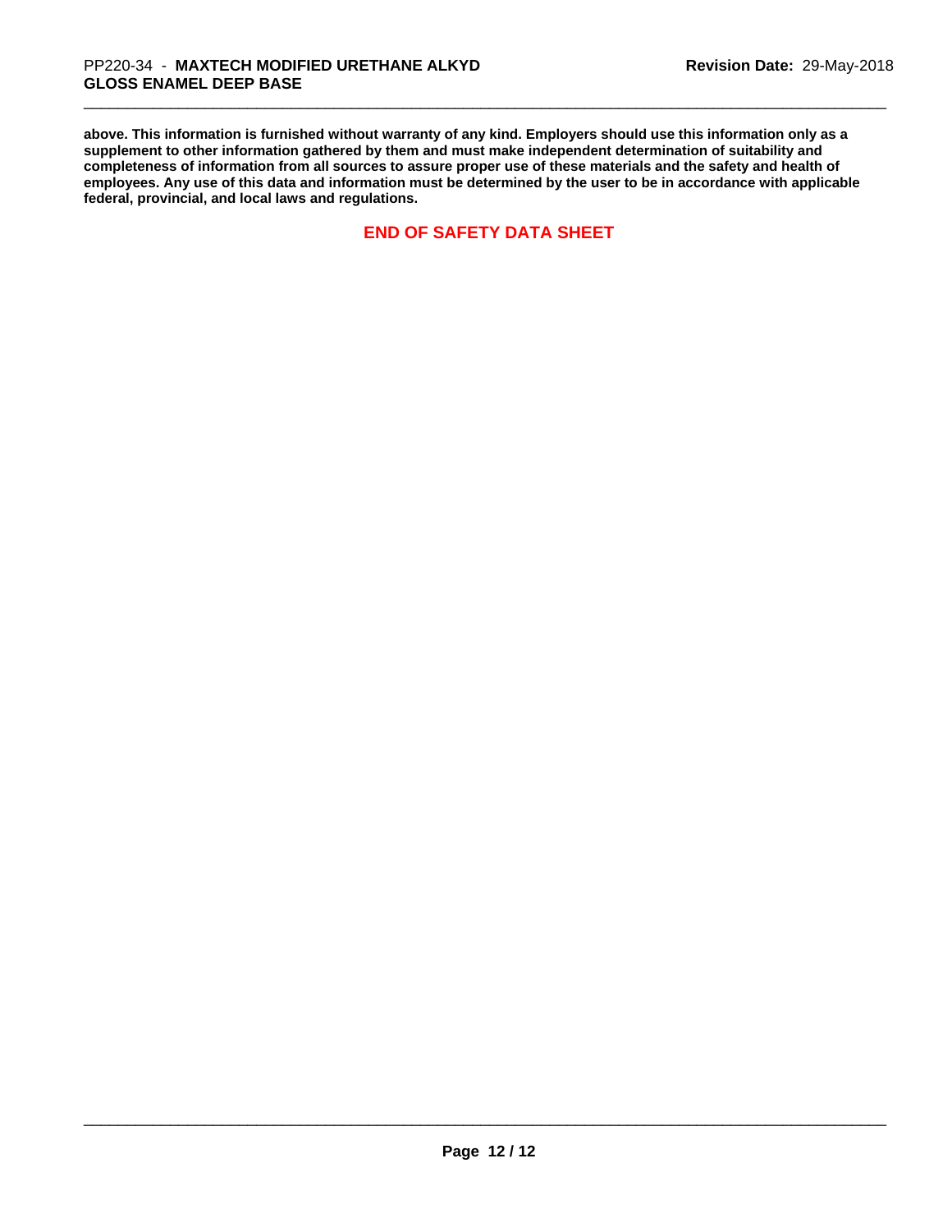**above. This information is furnished without warranty of any kind. Employers should use this information only as a supplement to other information gathered by them and must make independent determination of suitability and completeness of information from all sources to assure proper use of these materials and the safety and health of employees. Any use of this data and information must be determined by the user to be in accordance with applicable federal, provincial, and local laws and regulations.**

**END OF SAFETY DATA SHEET**